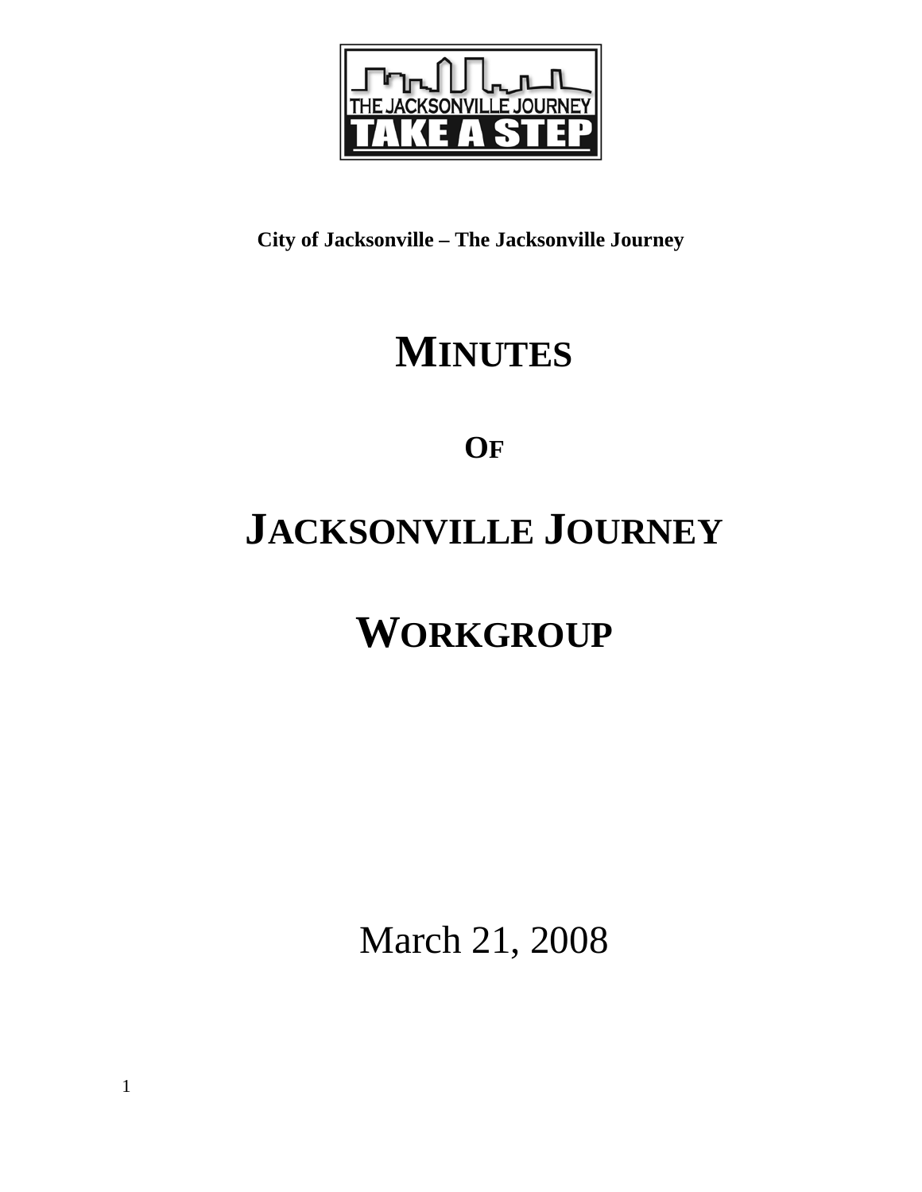**City of Jacksonville – The Jacksonville Journey**

# MINUTES

## OF

# JACKSONVILLE JOURNEY

# WORKGROUP

March 21, 2008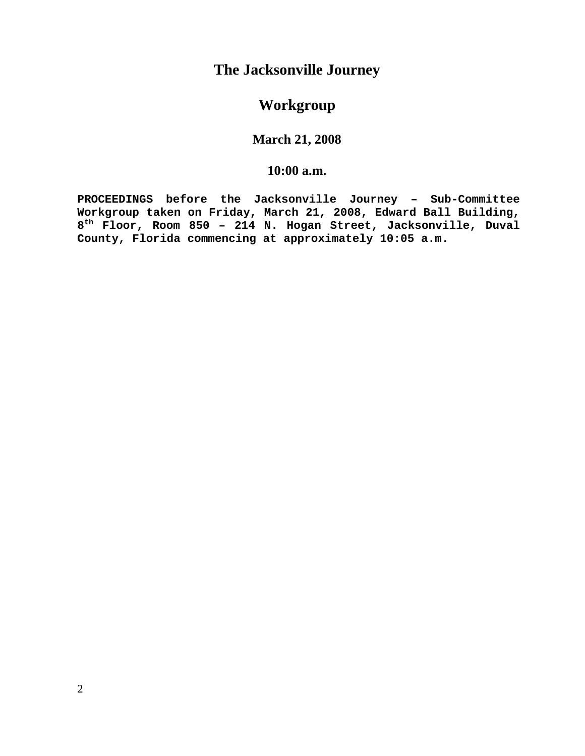# The Jacksonville Journey

## Workgroup

### March 21, 2008

### 10:00 a.m.

**PROCEEDINGS before the Jacksonville Journey – Sub-Committee Workgroup taken on Friday, March 21, 2008, Edward Ball Building, 8th Floor, Room 850 – 214 N. Hogan Street, Jacksonville, Duval County, Florida commencing at approximately 10:05 a.m.**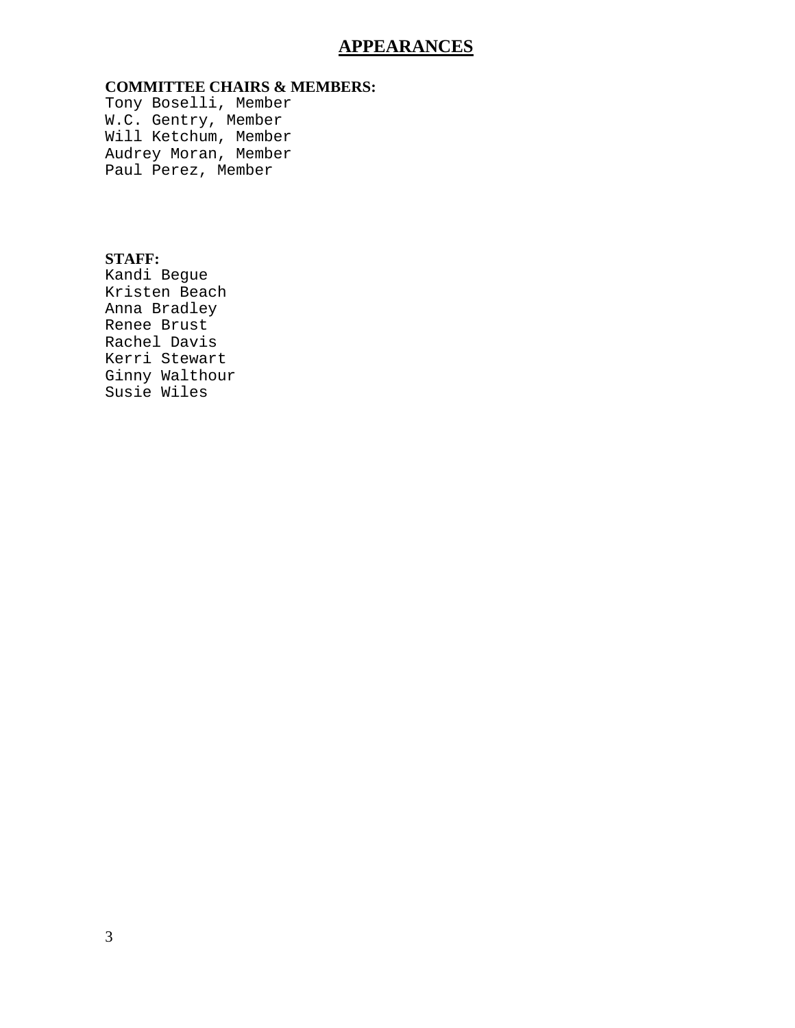# APPEARANCES

**COMMITTEE CHAIRS & MEMBERS:**

Tony Boselli, Member
W.C. Gentry, Member
Will Ketchum, Member
Audrey Moran, Member
Paul Perez, Member

**STAFF:**

Kandi Begue
Kristen Beach
Anna Bradley
Renee Brust
Rachel Davis
Kerri Stewart
Ginny Walthour
Susie Wiles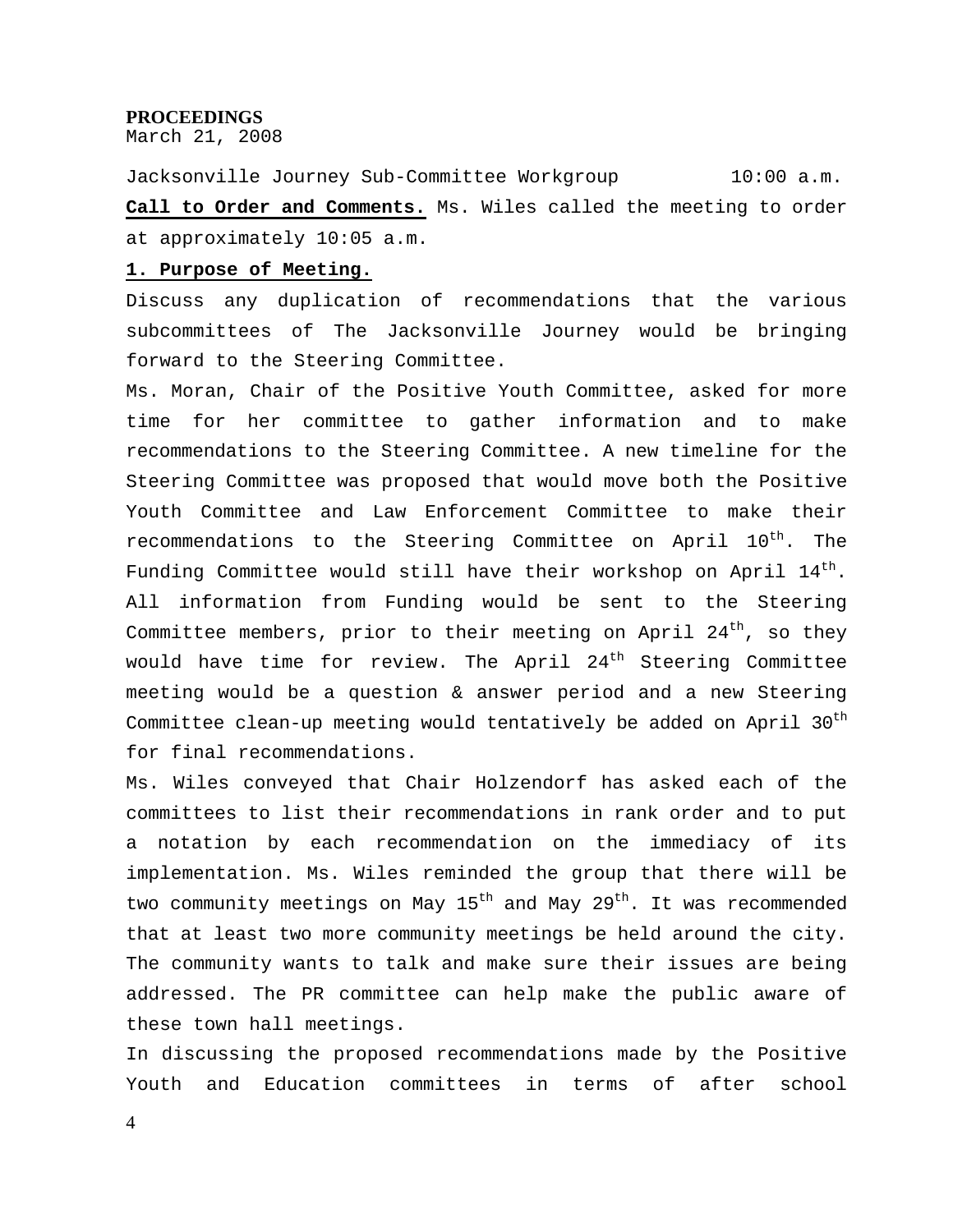**PROCEEDINGS**
March 21, 2008

Jacksonville Journey Sub-Committee Workgroup 10:00 a.m.

**Call to Order and Comments.** Ms. Wiles called the meeting to order at approximately 10:05 a.m.

**1. Purpose of Meeting.**

Discuss any duplication of recommendations that the various subcommittees of The Jacksonville Journey would be bringing forward to the Steering Committee.

Ms. Moran, Chair of the Positive Youth Committee, asked for more time for her committee to gather information and to make recommendations to the Steering Committee. A new timeline for the Steering Committee was proposed that would move both the Positive Youth Committee and Law Enforcement Committee to make their recommendations to the Steering Committee on April 10th. The Funding Committee would still have their workshop on April 14th. All information from Funding would be sent to the Steering Committee members, prior to their meeting on April 24th, so they would have time for review. The April 24th Steering Committee meeting would be a question & answer period and a new Steering Committee clean-up meeting would tentatively be added on April 30th for final recommendations.

Ms. Wiles conveyed that Chair Holzendorf has asked each of the committees to list their recommendations in rank order and to put a notation by each recommendation on the immediacy of its implementation. Ms. Wiles reminded the group that there will be two community meetings on May 15th and May 29th. It was recommended that at least two more community meetings be held around the city. The community wants to talk and make sure their issues are being addressed. The PR committee can help make the public aware of these town hall meetings.

In discussing the proposed recommendations made by the Positive Youth and Education committees in terms of after school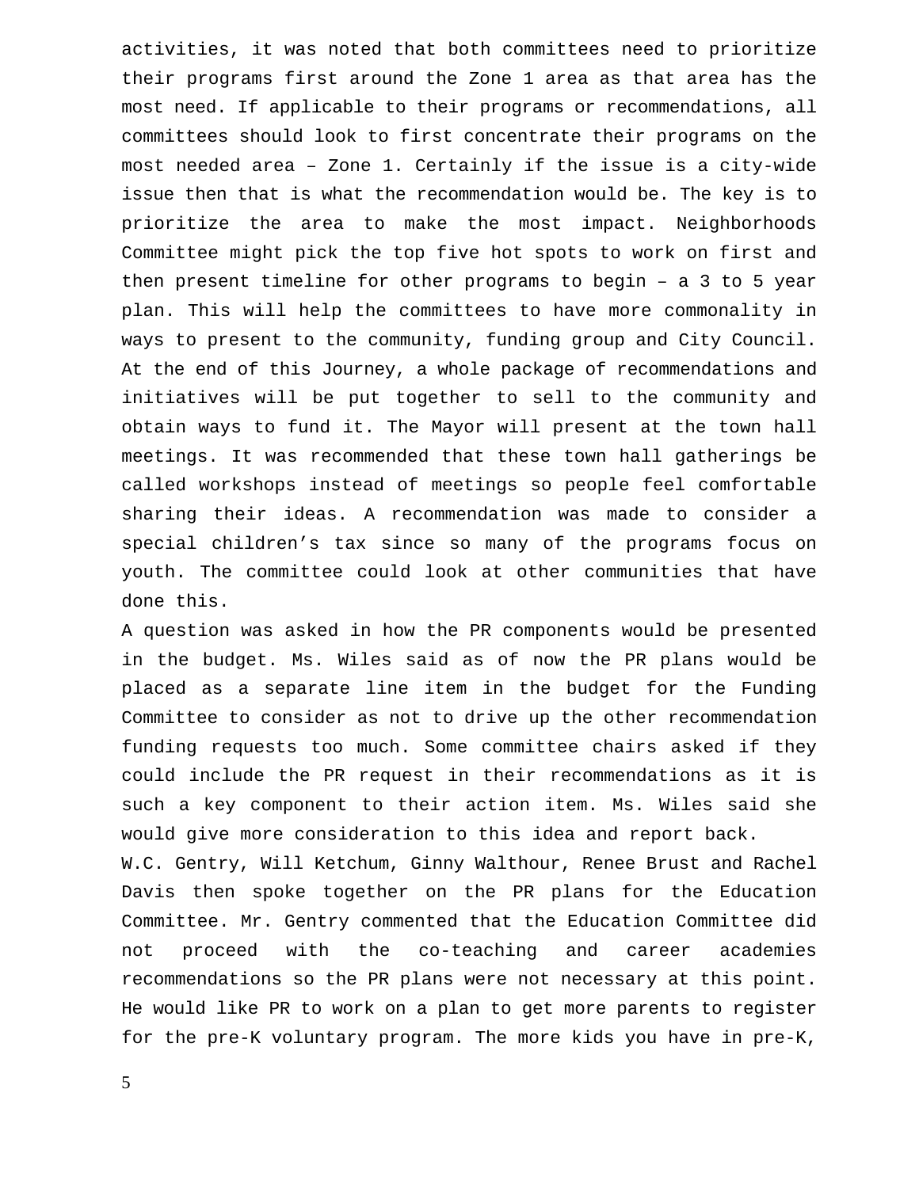activities, it was noted that both committees need to prioritize their programs first around the Zone 1 area as that area has the most need. If applicable to their programs or recommendations, all committees should look to first concentrate their programs on the most needed area – Zone 1. Certainly if the issue is a city-wide issue then that is what the recommendation would be. The key is to prioritize the area to make the most impact. Neighborhoods Committee might pick the top five hot spots to work on first and then present timeline for other programs to begin – a 3 to 5 year plan. This will help the committees to have more commonality in ways to present to the community, funding group and City Council. At the end of this Journey, a whole package of recommendations and initiatives will be put together to sell to the community and obtain ways to fund it. The Mayor will present at the town hall meetings. It was recommended that these town hall gatherings be called workshops instead of meetings so people feel comfortable sharing their ideas. A recommendation was made to consider a special children's tax since so many of the programs focus on youth. The committee could look at other communities that have done this.

A question was asked in how the PR components would be presented in the budget. Ms. Wiles said as of now the PR plans would be placed as a separate line item in the budget for the Funding Committee to consider as not to drive up the other recommendation funding requests too much. Some committee chairs asked if they could include the PR request in their recommendations as it is such a key component to their action item. Ms. Wiles said she would give more consideration to this idea and report back.

W.C. Gentry, Will Ketchum, Ginny Walthour, Renee Brust and Rachel Davis then spoke together on the PR plans for the Education Committee. Mr. Gentry commented that the Education Committee did not proceed with the co-teaching and career academies recommendations so the PR plans were not necessary at this point. He would like PR to work on a plan to get more parents to register for the pre-K voluntary program. The more kids you have in pre-K,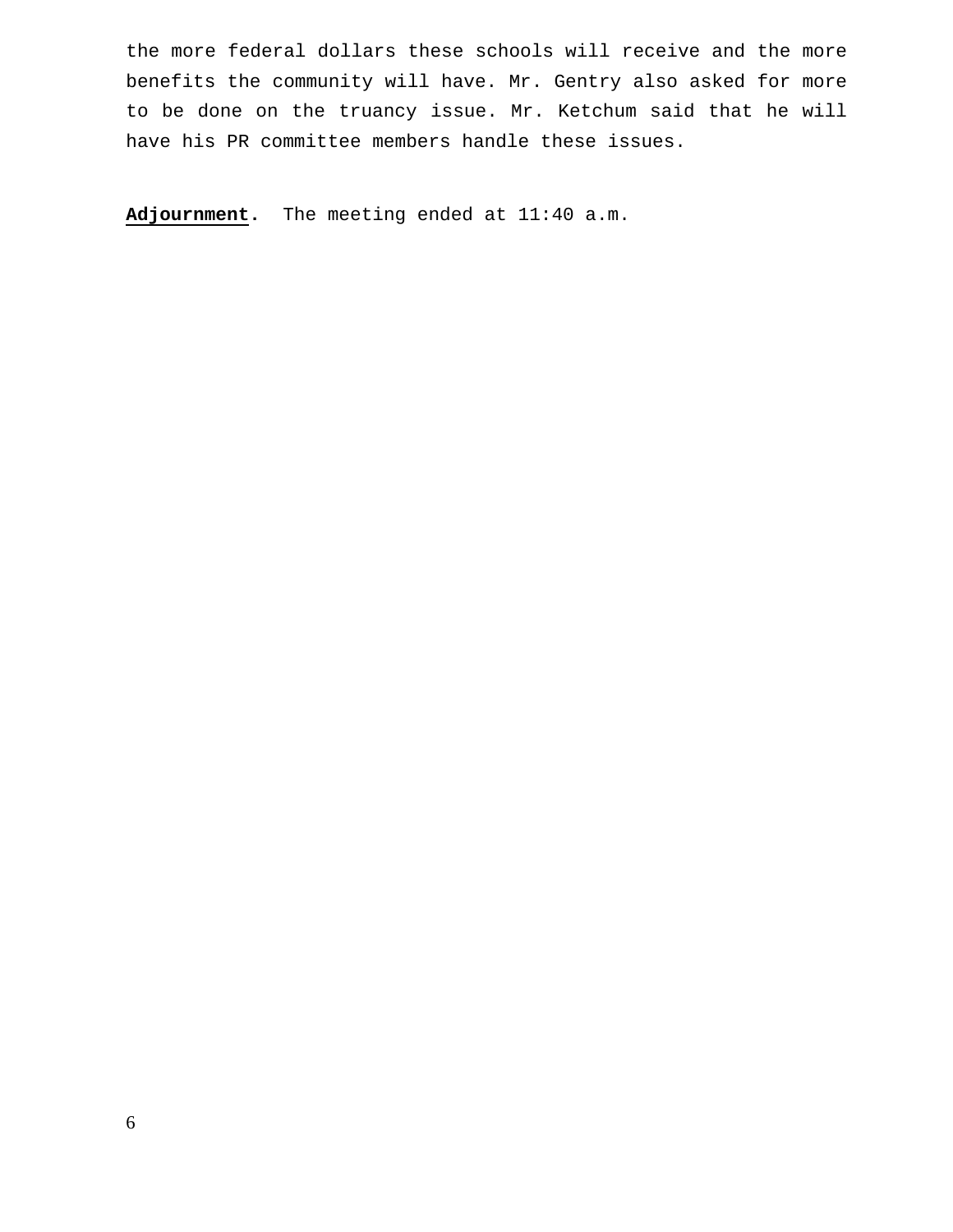the more federal dollars these schools will receive and the more benefits the community will have. Mr. Gentry also asked for more to be done on the truancy issue. Mr. Ketchum said that he will have his PR committee members handle these issues.

**Adjournment.** The meeting ended at 11:40 a.m.